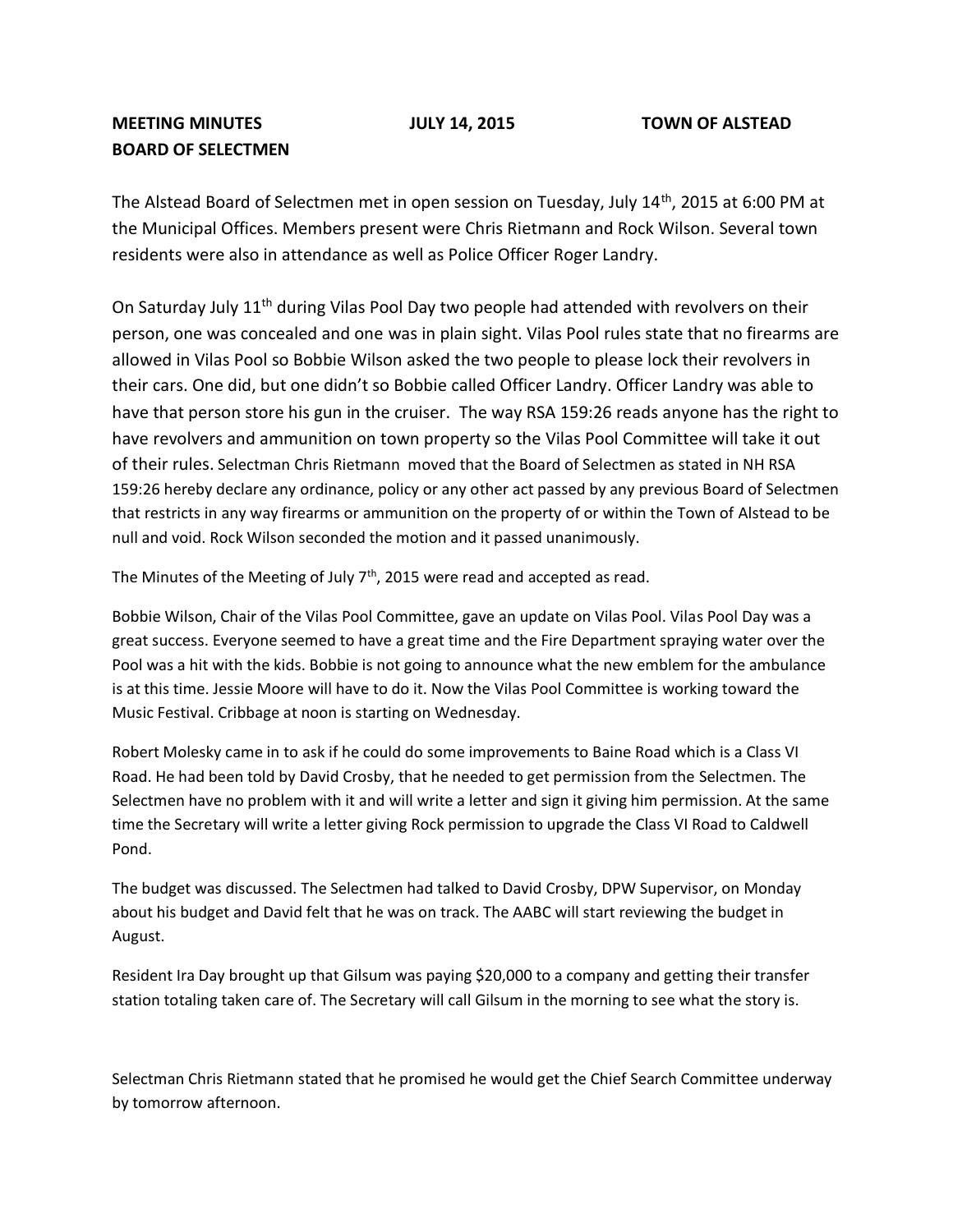**MEETING MINUTES JULY 14, 2015 TOWN OF ALSTEAD**
**BOARD OF SELECTMEN**

The Alstead Board of Selectmen met in open session on Tuesday, July 14th, 2015 at 6:00 PM at the Municipal Offices. Members present were Chris Rietmann and Rock Wilson. Several town residents were also in attendance as well as Police Officer Roger Landry.

On Saturday July 11th during Vilas Pool Day two people had attended with revolvers on their person, one was concealed and one was in plain sight. Vilas Pool rules state that no firearms are allowed in Vilas Pool so Bobbie Wilson asked the two people to please lock their revolvers in their cars. One did, but one didn't so Bobbie called Officer Landry. Officer Landry was able to have that person store his gun in the cruiser. The way RSA 159:26 reads anyone has the right to have revolvers and ammunition on town property so the Vilas Pool Committee will take it out of their rules. Selectman Chris Rietmann moved that the Board of Selectmen as stated in NH RSA 159:26 hereby declare any ordinance, policy or any other act passed by any previous Board of Selectmen that restricts in any way firearms or ammunition on the property of or within the Town of Alstead to be null and void. Rock Wilson seconded the motion and it passed unanimously.

The Minutes of the Meeting of July 7th, 2015 were read and accepted as read.

Bobbie Wilson, Chair of the Vilas Pool Committee, gave an update on Vilas Pool. Vilas Pool Day was a great success. Everyone seemed to have a great time and the Fire Department spraying water over the Pool was a hit with the kids. Bobbie is not going to announce what the new emblem for the ambulance is at this time. Jessie Moore will have to do it. Now the Vilas Pool Committee is working toward the Music Festival. Cribbage at noon is starting on Wednesday.

Robert Molesky came in to ask if he could do some improvements to Baine Road which is a Class VI Road. He had been told by David Crosby, that he needed to get permission from the Selectmen. The Selectmen have no problem with it and will write a letter and sign it giving him permission. At the same time the Secretary will write a letter giving Rock permission to upgrade the Class VI Road to Caldwell Pond.

The budget was discussed. The Selectmen had talked to David Crosby, DPW Supervisor, on Monday about his budget and David felt that he was on track. The AABC will start reviewing the budget in August.

Resident Ira Day brought up that Gilsum was paying $20,000 to a company and getting their transfer station totaling taken care of. The Secretary will call Gilsum in the morning to see what the story is.

Selectman Chris Rietmann stated that he promised he would get the Chief Search Committee underway by tomorrow afternoon.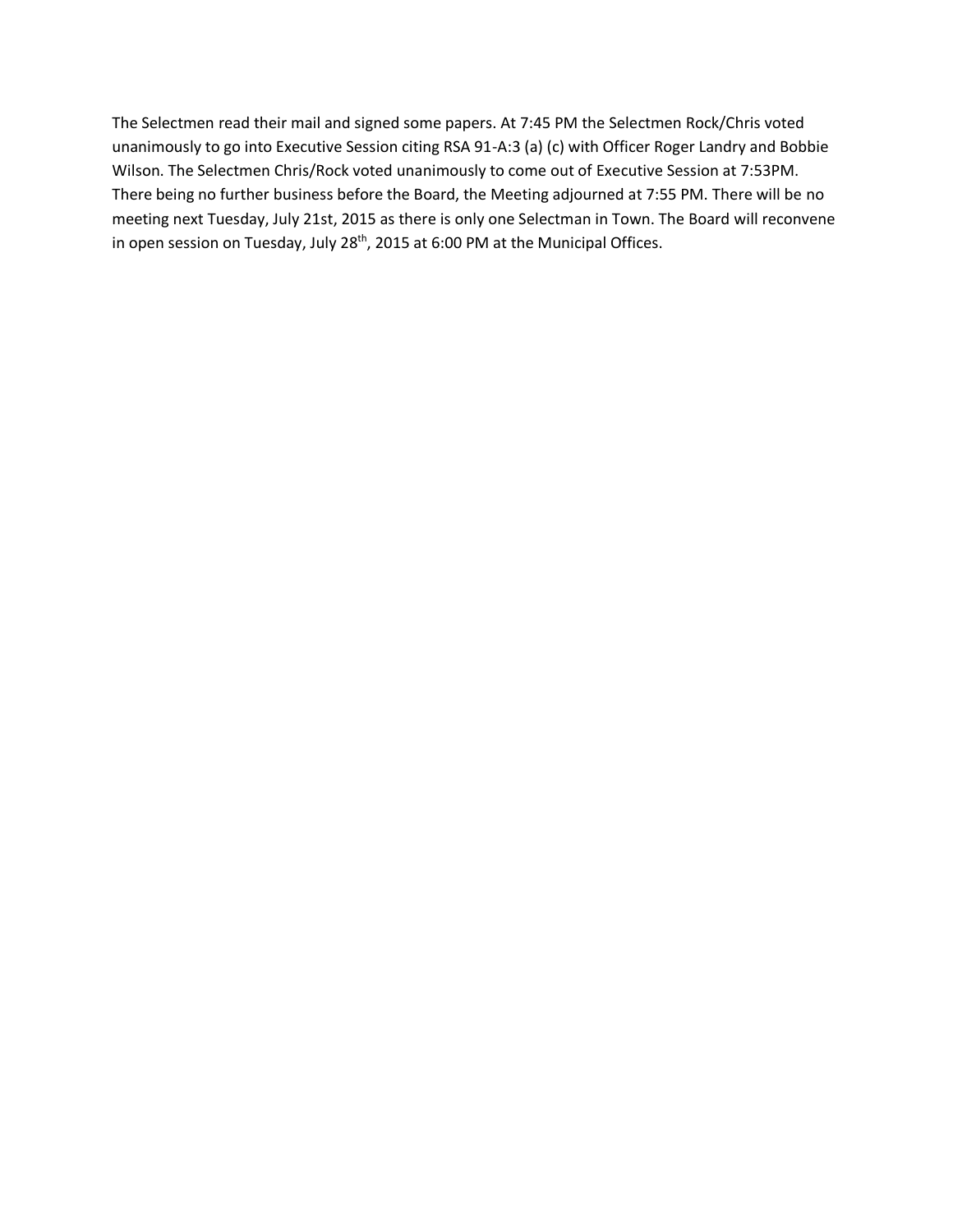The Selectmen read their mail and signed some papers. At 7:45 PM the Selectmen Rock/Chris voted unanimously to go into Executive Session citing RSA 91-A:3 (a) (c) with Officer Roger Landry and Bobbie Wilson. The Selectmen Chris/Rock voted unanimously to come out of Executive Session at 7:53PM. There being no further business before the Board, the Meeting adjourned at 7:55 PM. There will be no meeting next Tuesday, July 21st, 2015 as there is only one Selectman in Town. The Board will reconvene in open session on Tuesday, July 28th, 2015 at 6:00 PM at the Municipal Offices.